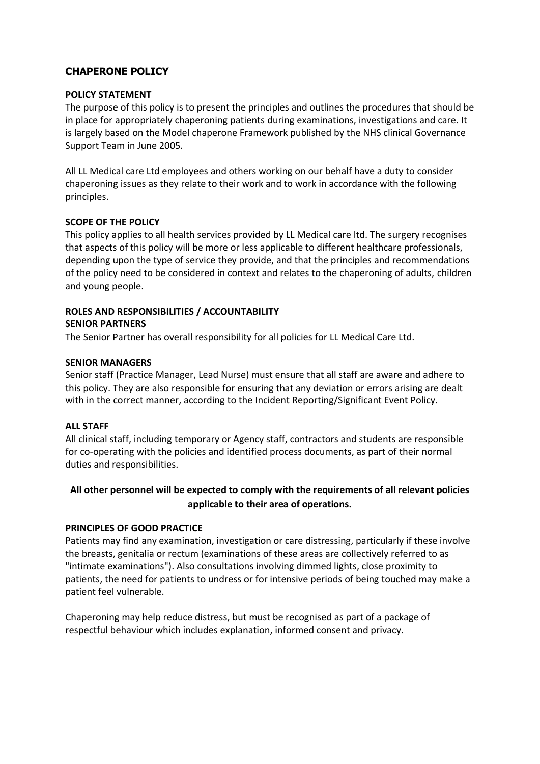# CHAPERONE POLICY

## POLICY STATEMENT

The purpose of this policy is to present the principles and outlines the procedures that should be in place for appropriately chaperoning patients during examinations, investigations and care. It is largely based on the Model chaperone Framework published by the NHS clinical Governance Support Team in June 2005.

All LL Medical care Ltd employees and others working on our behalf have a duty to consider chaperoning issues as they relate to their work and to work in accordance with the following principles.

## SCOPE OF THE POLICY

This policy applies to all health services provided by LL Medical care ltd. The surgery recognises that aspects of this policy will be more or less applicable to different healthcare professionals, depending upon the type of service they provide, and that the principles and recommendations of the policy need to be considered in context and relates to the chaperoning of adults, children and young people.

## ROLES AND RESPONSIBILITIES / ACCOUNTABILITY

### SENIOR PARTNERS

The Senior Partner has overall responsibility for all policies for LL Medical Care Ltd.

### SENIOR MANAGERS

Senior staff (Practice Manager, Lead Nurse) must ensure that all staff are aware and adhere to this policy. They are also responsible for ensuring that any deviation or errors arising are dealt with in the correct manner, according to the Incident Reporting/Significant Event Policy.

### ALL STAFF

All clinical staff, including temporary or Agency staff, contractors and students are responsible for co-operating with the policies and identified process documents, as part of their normal duties and responsibilities.

**All other personnel will be expected to comply with the requirements of all relevant policies applicable to their area of operations.**

## PRINCIPLES OF GOOD PRACTICE

Patients may find any examination, investigation or care distressing, particularly if these involve the breasts, genitalia or rectum (examinations of these areas are collectively referred to as "intimate examinations"). Also consultations involving dimmed lights, close proximity to patients, the need for patients to undress or for intensive periods of being touched may make a patient feel vulnerable.

Chaperoning may help reduce distress, but must be recognised as part of a package of respectful behaviour which includes explanation, informed consent and privacy.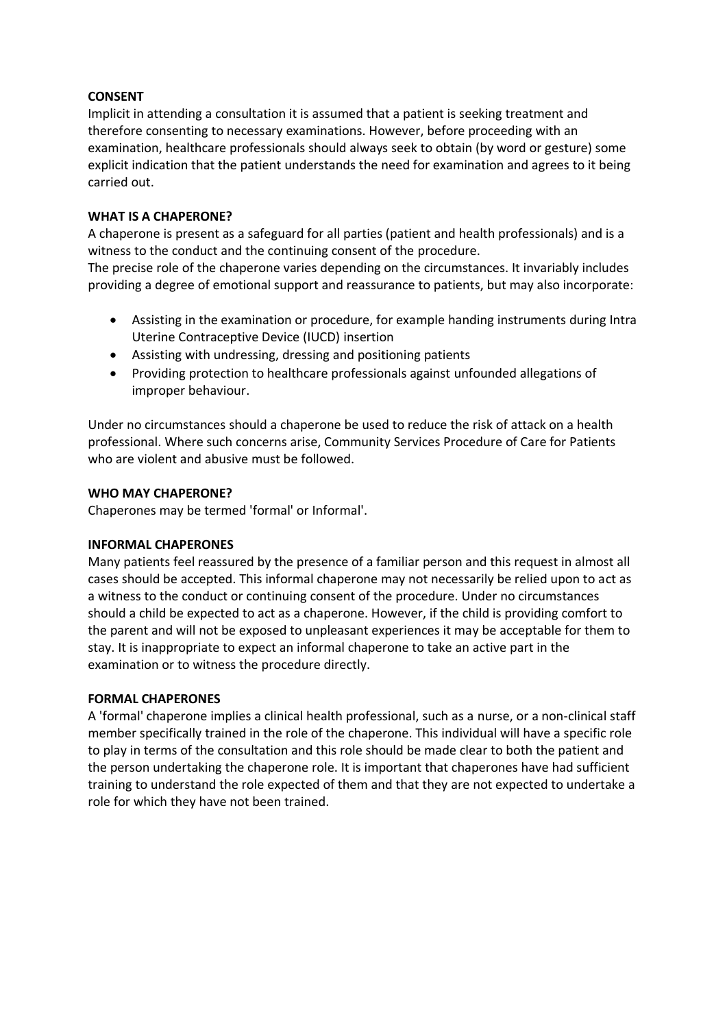**CONSENT**

Implicit in attending a consultation it is assumed that a patient is seeking treatment and therefore consenting to necessary examinations. However, before proceeding with an examination, healthcare professionals should always seek to obtain (by word or gesture) some explicit indication that the patient understands the need for examination and agrees to it being carried out.

**WHAT IS A CHAPERONE?**

A chaperone is present as a safeguard for all parties (patient and health professionals) and is a witness to the conduct and the continuing consent of the procedure.

The precise role of the chaperone varies depending on the circumstances. It invariably includes providing a degree of emotional support and reassurance to patients, but may also incorporate:

- Assisting in the examination or procedure, for example handing instruments during Intra Uterine Contraceptive Device (IUCD) insertion
- Assisting with undressing, dressing and positioning patients
- Providing protection to healthcare professionals against unfounded allegations of improper behaviour.

Under no circumstances should a chaperone be used to reduce the risk of attack on a health professional. Where such concerns arise, Community Services Procedure of Care for Patients who are violent and abusive must be followed.

**WHO MAY CHAPERONE?**

Chaperones may be termed 'formal' or Informal'.

**INFORMAL CHAPERONES**

Many patients feel reassured by the presence of a familiar person and this request in almost all cases should be accepted. This informal chaperone may not necessarily be relied upon to act as a witness to the conduct or continuing consent of the procedure. Under no circumstances should a child be expected to act as a chaperone. However, if the child is providing comfort to the parent and will not be exposed to unpleasant experiences it may be acceptable for them to stay. It is inappropriate to expect an informal chaperone to take an active part in the examination or to witness the procedure directly.

**FORMAL CHAPERONES**

A 'formal' chaperone implies a clinical health professional, such as a nurse, or a non-clinical staff member specifically trained in the role of the chaperone. This individual will have a specific role to play in terms of the consultation and this role should be made clear to both the patient and the person undertaking the chaperone role. It is important that chaperones have had sufficient training to understand the role expected of them and that they are not expected to undertake a role for which they have not been trained.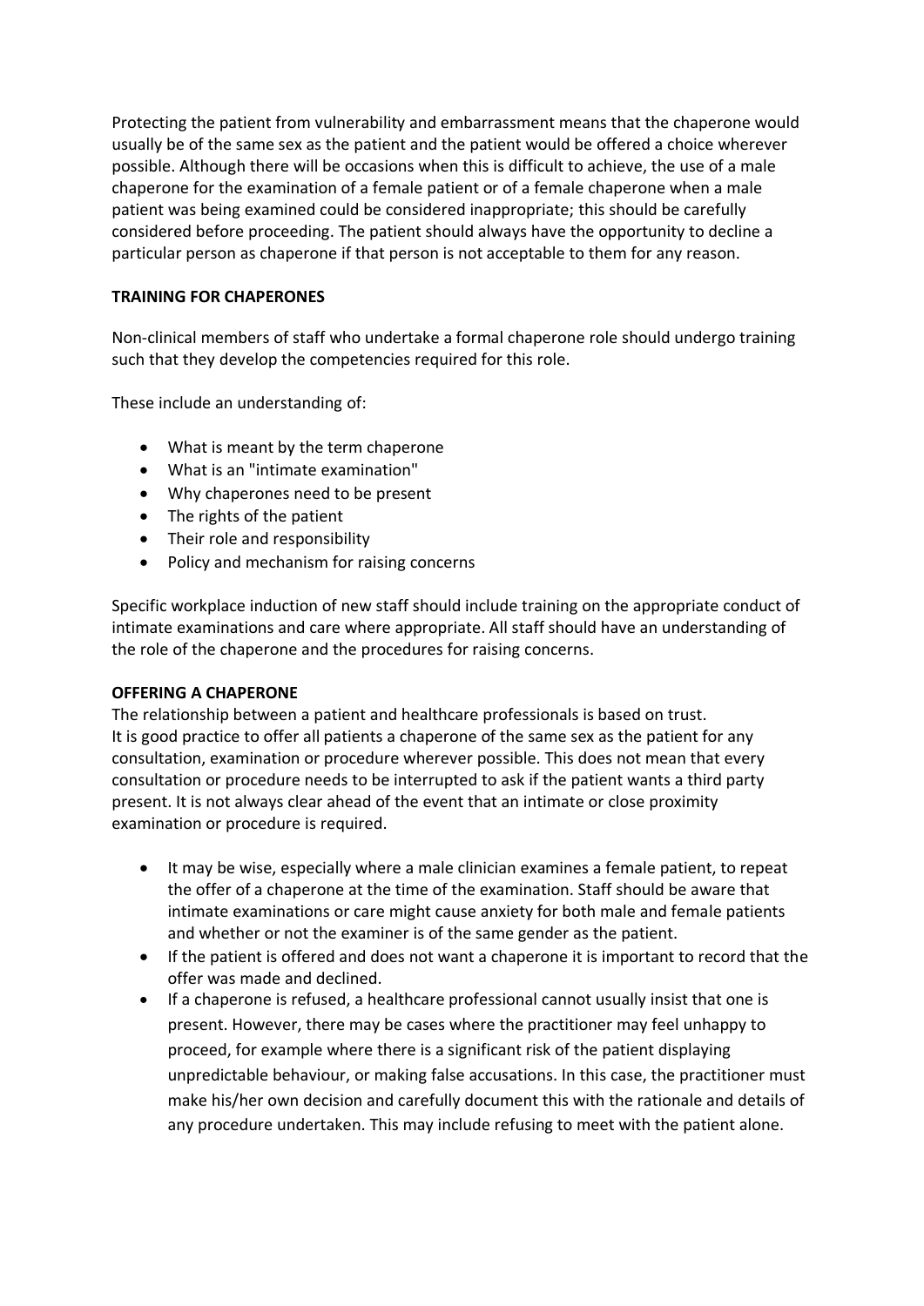Protecting the patient from vulnerability and embarrassment means that the chaperone would usually be of the same sex as the patient and the patient would be offered a choice wherever possible. Although there will be occasions when this is difficult to achieve, the use of a male chaperone for the examination of a female patient or of a female chaperone when a male patient was being examined could be considered inappropriate; this should be carefully considered before proceeding. The patient should always have the opportunity to decline a particular person as chaperone if that person is not acceptable to them for any reason.

**TRAINING FOR CHAPERONES**

Non-clinical members of staff who undertake a formal chaperone role should undergo training such that they develop the competencies required for this role.

These include an understanding of:

- What is meant by the term chaperone
- What is an "intimate examination"
- Why chaperones need to be present
- The rights of the patient
- Their role and responsibility
- Policy and mechanism for raising concerns

Specific workplace induction of new staff should include training on the appropriate conduct of intimate examinations and care where appropriate. All staff should have an understanding of the role of the chaperone and the procedures for raising concerns.

**OFFERING A CHAPERONE**

The relationship between a patient and healthcare professionals is based on trust. It is good practice to offer all patients a chaperone of the same sex as the patient for any consultation, examination or procedure wherever possible. This does not mean that every consultation or procedure needs to be interrupted to ask if the patient wants a third party present. It is not always clear ahead of the event that an intimate or close proximity examination or procedure is required.

- It may be wise, especially where a male clinician examines a female patient, to repeat the offer of a chaperone at the time of the examination. Staff should be aware that intimate examinations or care might cause anxiety for both male and female patients and whether or not the examiner is of the same gender as the patient.
- If the patient is offered and does not want a chaperone it is important to record that the offer was made and declined.
- If a chaperone is refused, a healthcare professional cannot usually insist that one is present. However, there may be cases where the practitioner may feel unhappy to proceed, for example where there is a significant risk of the patient displaying unpredictable behaviour, or making false accusations. In this case, the practitioner must make his/her own decision and carefully document this with the rationale and details of any procedure undertaken. This may include refusing to meet with the patient alone.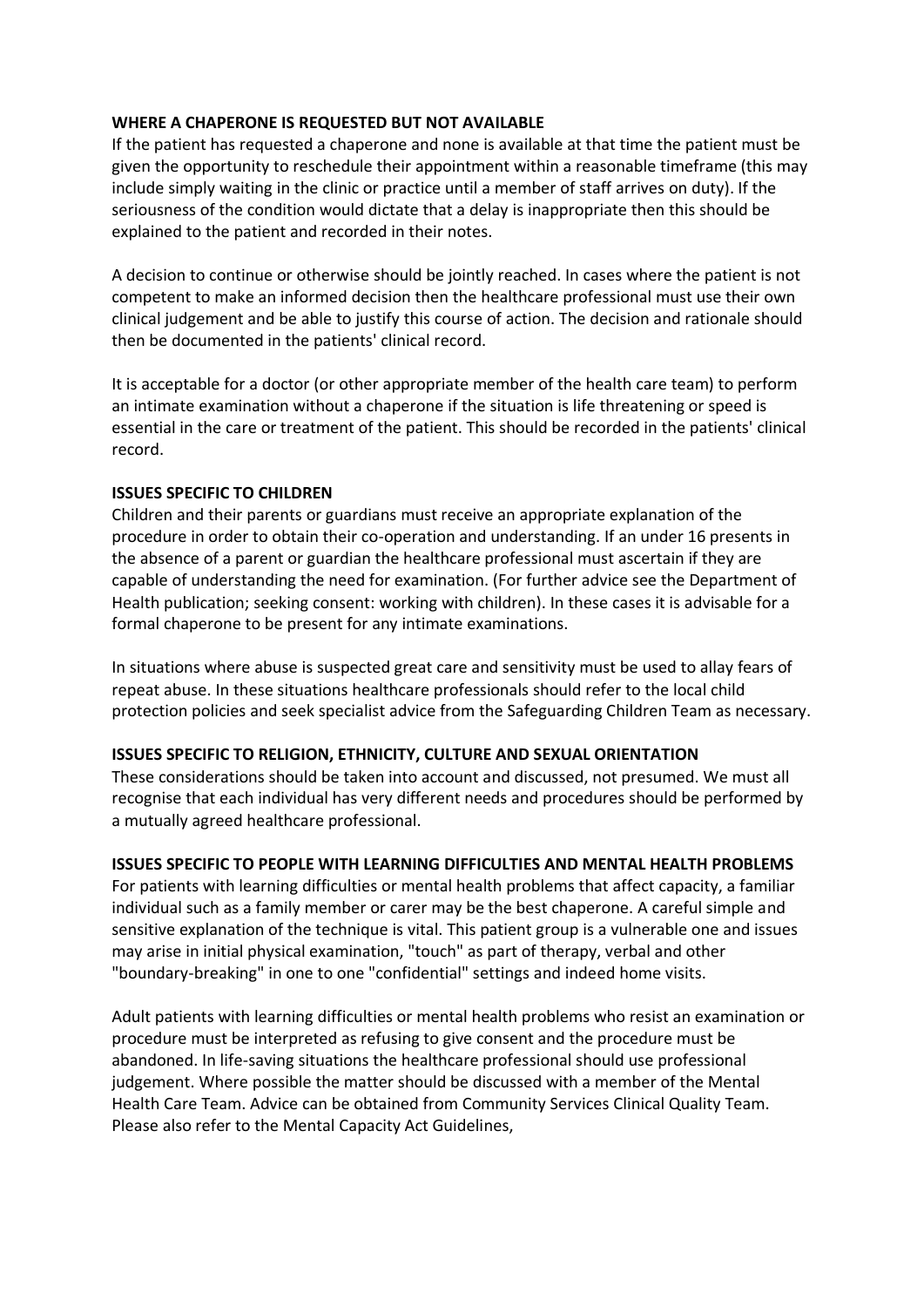**WHERE A CHAPERONE IS REQUESTED BUT NOT AVAILABLE**

If the patient has requested a chaperone and none is available at that time the patient must be given the opportunity to reschedule their appointment within a reasonable timeframe (this may include simply waiting in the clinic or practice until a member of staff arrives on duty). If the seriousness of the condition would dictate that a delay is inappropriate then this should be explained to the patient and recorded in their notes.

A decision to continue or otherwise should be jointly reached. In cases where the patient is not competent to make an informed decision then the healthcare professional must use their own clinical judgement and be able to justify this course of action. The decision and rationale should then be documented in the patients' clinical record.

It is acceptable for a doctor (or other appropriate member of the health care team) to perform an intimate examination without a chaperone if the situation is life threatening or speed is essential in the care or treatment of the patient. This should be recorded in the patients' clinical record.

**ISSUES SPECIFIC TO CHILDREN**

Children and their parents or guardians must receive an appropriate explanation of the procedure in order to obtain their co-operation and understanding. If an under 16 presents in the absence of a parent or guardian the healthcare professional must ascertain if they are capable of understanding the need for examination. (For further advice see the Department of Health publication; seeking consent: working with children). In these cases it is advisable for a formal chaperone to be present for any intimate examinations.

In situations where abuse is suspected great care and sensitivity must be used to allay fears of repeat abuse. In these situations healthcare professionals should refer to the local child protection policies and seek specialist advice from the Safeguarding Children Team as necessary.

**ISSUES SPECIFIC TO RELIGION, ETHNICITY, CULTURE AND SEXUAL ORIENTATION**

These considerations should be taken into account and discussed, not presumed. We must all recognise that each individual has very different needs and procedures should be performed by a mutually agreed healthcare professional.

**ISSUES SPECIFIC TO PEOPLE WITH LEARNING DIFFICULTIES AND MENTAL HEALTH PROBLEMS**

For patients with learning difficulties or mental health problems that affect capacity, a familiar individual such as a family member or carer may be the best chaperone. A careful simple and sensitive explanation of the technique is vital. This patient group is a vulnerable one and issues may arise in initial physical examination, "touch" as part of therapy, verbal and other "boundary-breaking" in one to one "confidential" settings and indeed home visits.

Adult patients with learning difficulties or mental health problems who resist an examination or procedure must be interpreted as refusing to give consent and the procedure must be abandoned. In life-saving situations the healthcare professional should use professional judgement. Where possible the matter should be discussed with a member of the Mental Health Care Team. Advice can be obtained from Community Services Clinical Quality Team. Please also refer to the Mental Capacity Act Guidelines,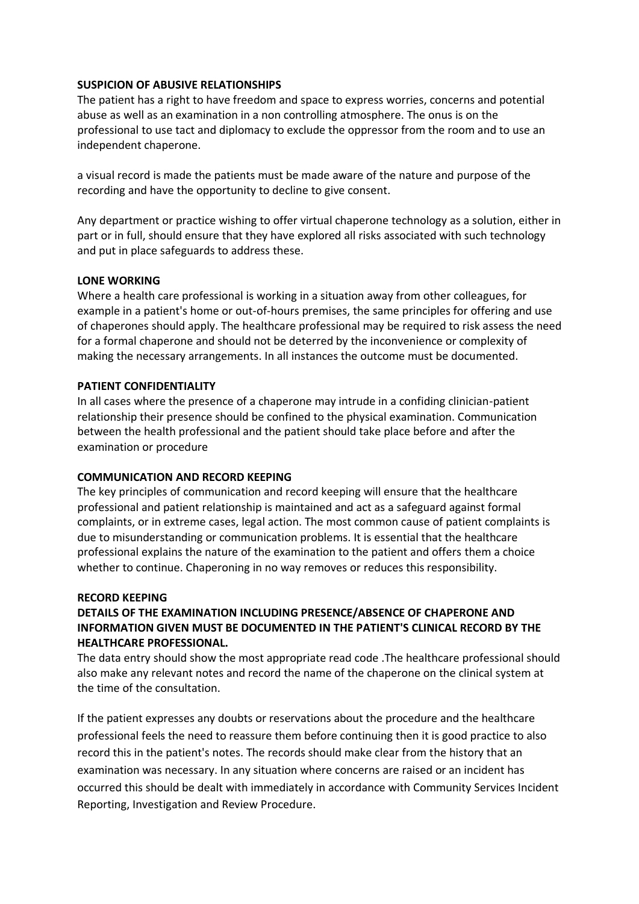**SUSPICION OF ABUSIVE RELATIONSHIPS**

The patient has a right to have freedom and space to express worries, concerns and potential abuse as well as an examination in a non controlling atmosphere. The onus is on the professional to use tact and diplomacy to exclude the oppressor from the room and to use an independent chaperone.

a visual record is made the patients must be made aware of the nature and purpose of the recording and have the opportunity to decline to give consent.

Any department or practice wishing to offer virtual chaperone technology as a solution, either in part or in full, should ensure that they have explored all risks associated with such technology and put in place safeguards to address these.

**LONE WORKING**

Where a health care professional is working in a situation away from other colleagues, for example in a patient's home or out-of-hours premises, the same principles for offering and use of chaperones should apply. The healthcare professional may be required to risk assess the need for a formal chaperone and should not be deterred by the inconvenience or complexity of making the necessary arrangements. In all instances the outcome must be documented.

**PATIENT CONFIDENTIALITY**

In all cases where the presence of a chaperone may intrude in a confiding clinician-patient relationship their presence should be confined to the physical examination. Communication between the health professional and the patient should take place before and after the examination or procedure

**COMMUNICATION AND RECORD KEEPING**

The key principles of communication and record keeping will ensure that the healthcare professional and patient relationship is maintained and act as a safeguard against formal complaints, or in extreme cases, legal action. The most common cause of patient complaints is due to misunderstanding or communication problems. It is essential that the healthcare professional explains the nature of the examination to the patient and offers them a choice whether to continue. Chaperoning in no way removes or reduces this responsibility.

**RECORD KEEPING**

**DETAILS OF THE EXAMINATION INCLUDING PRESENCE/ABSENCE OF CHAPERONE AND INFORMATION GIVEN MUST BE DOCUMENTED IN THE PATIENT'S CLINICAL RECORD BY THE HEALTHCARE PROFESSIONAL.**

The data entry should show the most appropriate read code .The healthcare professional should also make any relevant notes and record the name of the chaperone on the clinical system at the time of the consultation.

If the patient expresses any doubts or reservations about the procedure and the healthcare professional feels the need to reassure them before continuing then it is good practice to also record this in the patient's notes. The records should make clear from the history that an examination was necessary. In any situation where concerns are raised or an incident has occurred this should be dealt with immediately in accordance with Community Services Incident Reporting, Investigation and Review Procedure.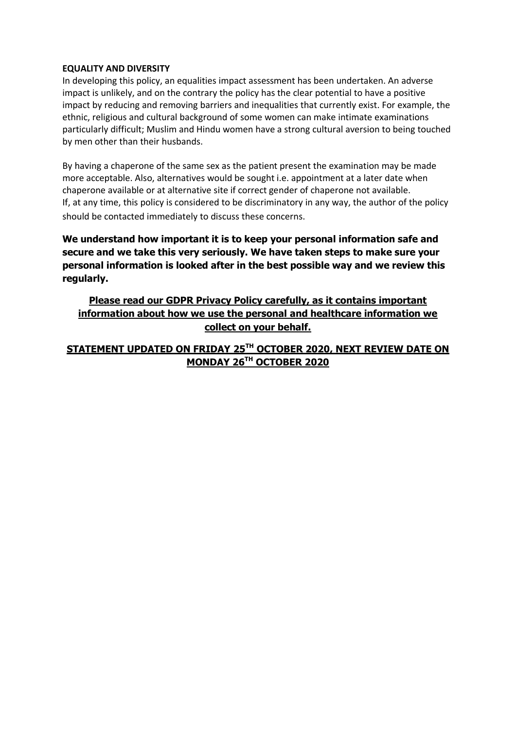**EQUALITY AND DIVERSITY**

In developing this policy, an equalities impact assessment has been undertaken. An adverse impact is unlikely, and on the contrary the policy has the clear potential to have a positive impact by reducing and removing barriers and inequalities that currently exist. For example, the ethnic, religious and cultural background of some women can make intimate examinations particularly difficult; Muslim and Hindu women have a strong cultural aversion to being touched by men other than their husbands.

By having a chaperone of the same sex as the patient present the examination may be made more acceptable. Also, alternatives would be sought i.e. appointment at a later date when chaperone available or at alternative site if correct gender of chaperone not available. If, at any time, this policy is considered to be discriminatory in any way, the author of the policy should be contacted immediately to discuss these concerns.

**We understand how important it is to keep your personal information safe and secure and we take this very seriously. We have taken steps to make sure your personal information is looked after in the best possible way and we review this regularly.**

**Please read our GDPR Privacy Policy carefully, as it contains important information about how we use the personal and healthcare information we collect on your behalf.**

**STATEMENT UPDATED ON FRIDAY 25TH OCTOBER 2020, NEXT REVIEW DATE ON MONDAY 26TH OCTOBER 2020**